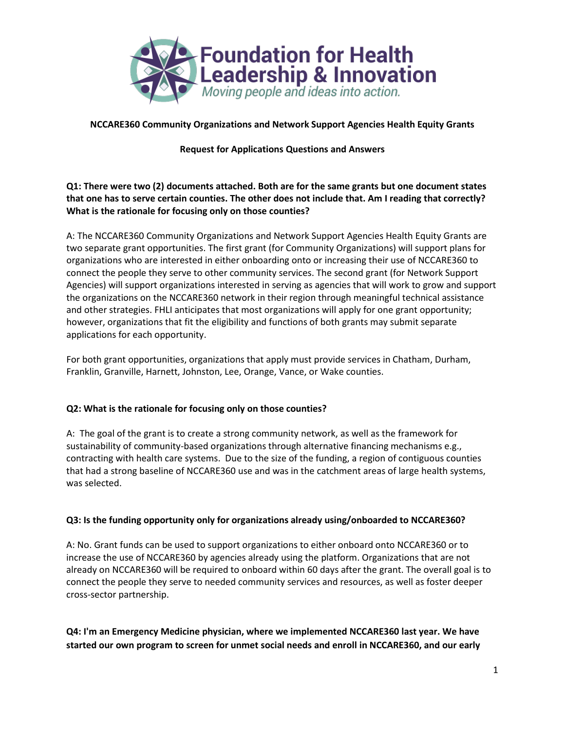Foundation for Health Leadership & Innovation

*Moving people and ideas into action.*

**NCCARE360 Community Organizations and Network Support Agencies Health Equity Grants**

**Request for Applications Questions and Answers**

**Q1: There were two (2) documents attached. Both are for the same grants but one document states that one has to serve certain counties. The other does not include that. Am I reading that correctly? What is the rationale for focusing only on those counties?**

A: The NCCARE360 Community Organizations and Network Support Agencies Health Equity Grants are two separate grant opportunities. The first grant (for Community Organizations) will support plans for organizations who are interested in either onboarding onto or increasing their use of NCCARE360 to connect the people they serve to other community services. The second grant (for Network Support Agencies) will support organizations interested in serving as agencies that will work to grow and support the organizations on the NCCARE360 network in their region through meaningful technical assistance and other strategies. FHLI anticipates that most organizations will apply for one grant opportunity; however, organizations that fit the eligibility and functions of both grants may submit separate applications for each opportunity.

For both grant opportunities, organizations that apply must provide services in Chatham, Durham, Franklin, Granville, Harnett, Johnston, Lee, Orange, Vance, or Wake counties.

**Q2: What is the rationale for focusing only on those counties?**

A: The goal of the grant is to create a strong community network, as well as the framework for sustainability of community-based organizations through alternative financing mechanisms e.g., contracting with health care systems. Due to the size of the funding, a region of contiguous counties that had a strong baseline of NCCARE360 use and was in the catchment areas of large health systems, was selected.

**Q3: Is the funding opportunity only for organizations already using/onboarded to NCCARE360?**

A: No. Grant funds can be used to support organizations to either onboard onto NCCARE360 or to increase the use of NCCARE360 by agencies already using the platform. Organizations that are not already on NCCARE360 will be required to onboard within 60 days after the grant. The overall goal is to connect the people they serve to needed community services and resources, as well as foster deeper cross-sector partnership.

**Q4: I'm an Emergency Medicine physician, where we implemented NCCARE360 last year. We have started our own program to screen for unmet social needs and enroll in NCCARE360, and our early**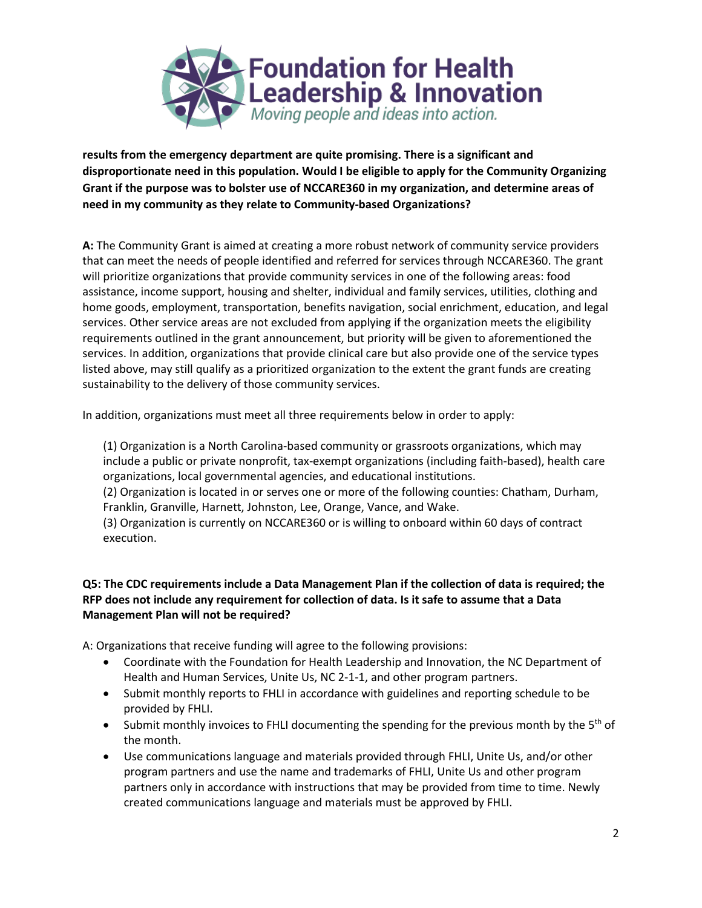**results from the emergency department are quite promising. There is a significant and disproportionate need in this population. Would I be eligible to apply for the Community Organizing Grant if the purpose was to bolster use of NCCARE360 in my organization, and determine areas of need in my community as they relate to Community-based Organizations?**

**A:** The Community Grant is aimed at creating a more robust network of community service providers that can meet the needs of people identified and referred for services through NCCARE360. The grant will prioritize organizations that provide community services in one of the following areas: food assistance, income support, housing and shelter, individual and family services, utilities, clothing and home goods, employment, transportation, benefits navigation, social enrichment, education, and legal services. Other service areas are not excluded from applying if the organization meets the eligibility requirements outlined in the grant announcement, but priority will be given to aforementioned the services. In addition, organizations that provide clinical care but also provide one of the service types listed above, may still qualify as a prioritized organization to the extent the grant funds are creating sustainability to the delivery of those community services.

In addition, organizations must meet all three requirements below in order to apply:

(1) Organization is a North Carolina-based community or grassroots organizations, which may include a public or private nonprofit, tax-exempt organizations (including faith-based), health care organizations, local governmental agencies, and educational institutions.
(2) Organization is located in or serves one or more of the following counties: Chatham, Durham, Franklin, Granville, Harnett, Johnston, Lee, Orange, Vance, and Wake.
(3) Organization is currently on NCCARE360 or is willing to onboard within 60 days of contract execution.

**Q5: The CDC requirements include a Data Management Plan if the collection of data is required; the RFP does not include any requirement for collection of data. Is it safe to assume that a Data Management Plan will not be required?**

A: Organizations that receive funding will agree to the following provisions:

- Coordinate with the Foundation for Health Leadership and Innovation, the NC Department of Health and Human Services, Unite Us, NC 2-1-1, and other program partners.
- Submit monthly reports to FHLI in accordance with guidelines and reporting schedule to be provided by FHLI.
- Submit monthly invoices to FHLI documenting the spending for the previous month by the 5th of the month.
- Use communications language and materials provided through FHLI, Unite Us, and/or other program partners and use the name and trademarks of FHLI, Unite Us and other program partners only in accordance with instructions that may be provided from time to time. Newly created communications language and materials must be approved by FHLI.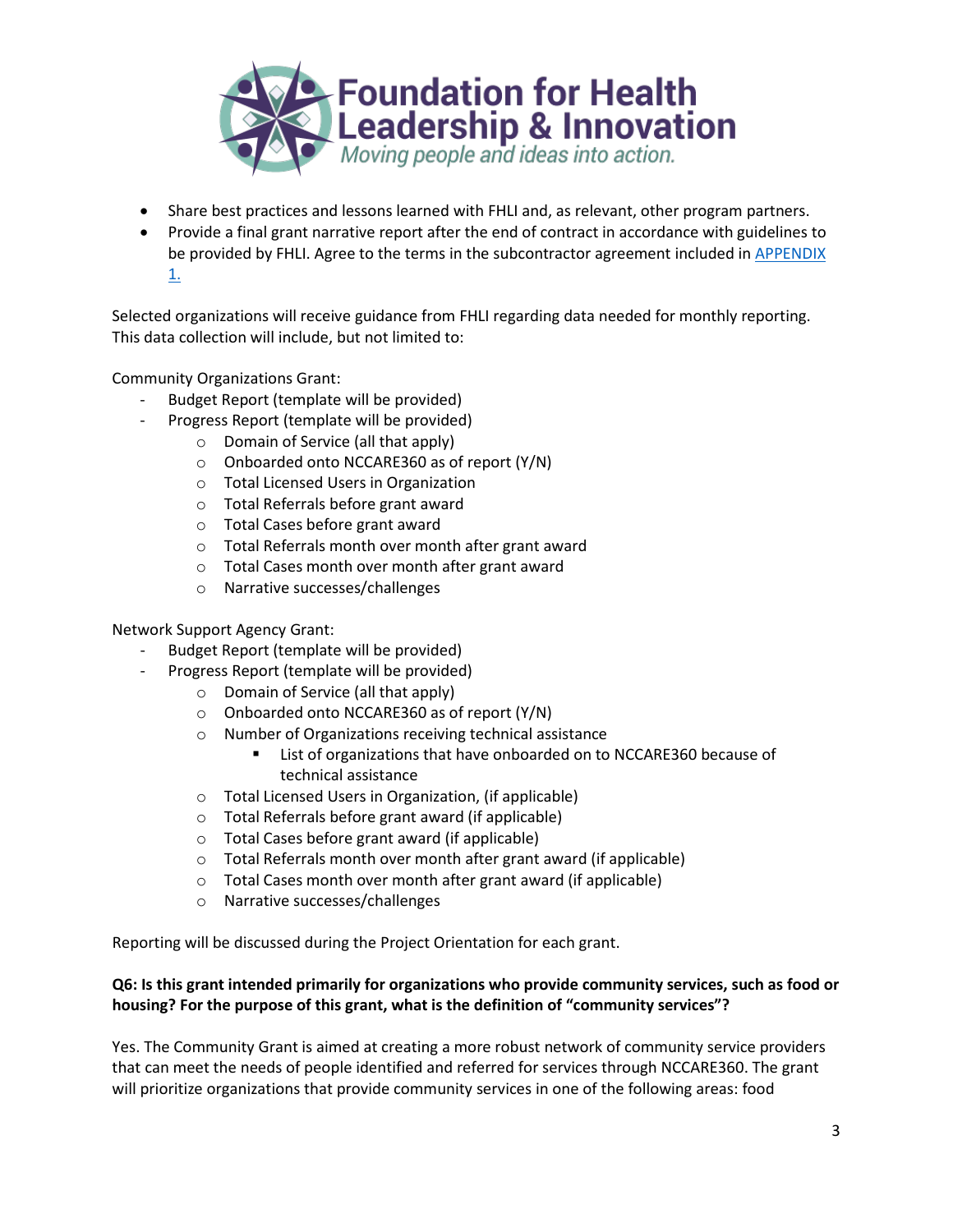- Share best practices and lessons learned with FHLI and, as relevant, other program partners.
- Provide a final grant narrative report after the end of contract in accordance with guidelines to be provided by FHLI. Agree to the terms in the subcontractor agreement included in APPENDIX 1.

Selected organizations will receive guidance from FHLI regarding data needed for monthly reporting. This data collection will include, but not limited to:

Community Organizations Grant:

- Budget Report (template will be provided)
- Progress Report (template will be provided)
  - Domain of Service (all that apply)
  - Onboarded onto NCCARE360 as of report (Y/N)
  - Total Licensed Users in Organization
  - Total Referrals before grant award
  - Total Cases before grant award
  - Total Referrals month over month after grant award
  - Total Cases month over month after grant award
  - Narrative successes/challenges

Network Support Agency Grant:

- Budget Report (template will be provided)
- Progress Report (template will be provided)
  - Domain of Service (all that apply)
  - Onboarded onto NCCARE360 as of report (Y/N)
  - Number of Organizations receiving technical assistance
    - List of organizations that have onboarded on to NCCARE360 because of technical assistance
  - Total Licensed Users in Organization, (if applicable)
  - Total Referrals before grant award (if applicable)
  - Total Cases before grant award (if applicable)
  - Total Referrals month over month after grant award (if applicable)
  - Total Cases month over month after grant award (if applicable)
  - Narrative successes/challenges

Reporting will be discussed during the Project Orientation for each grant.

**Q6: Is this grant intended primarily for organizations who provide community services, such as food or housing? For the purpose of this grant, what is the definition of "community services"?**

Yes. The Community Grant is aimed at creating a more robust network of community service providers that can meet the needs of people identified and referred for services through NCCARE360. The grant will prioritize organizations that provide community services in one of the following areas: food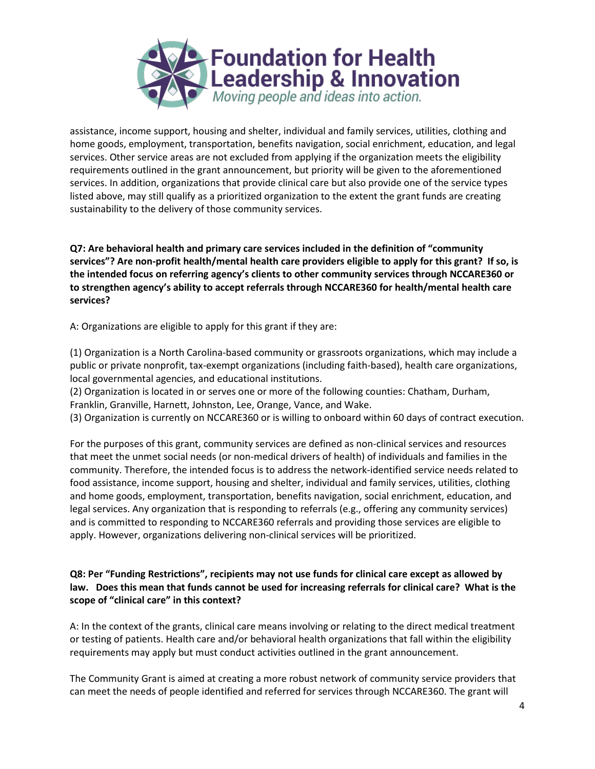assistance, income support, housing and shelter, individual and family services, utilities, clothing and home goods, employment, transportation, benefits navigation, social enrichment, education, and legal services. Other service areas are not excluded from applying if the organization meets the eligibility requirements outlined in the grant announcement, but priority will be given to the aforementioned services. In addition, organizations that provide clinical care but also provide one of the service types listed above, may still qualify as a prioritized organization to the extent the grant funds are creating sustainability to the delivery of those community services.

**Q7: Are behavioral health and primary care services included in the definition of "community services"? Are non-profit health/mental health care providers eligible to apply for this grant? If so, is the intended focus on referring agency's clients to other community services through NCCARE360 or to strengthen agency's ability to accept referrals through NCCARE360 for health/mental health care services?**

A: Organizations are eligible to apply for this grant if they are:

(1) Organization is a North Carolina-based community or grassroots organizations, which may include a public or private nonprofit, tax-exempt organizations (including faith-based), health care organizations, local governmental agencies, and educational institutions.
(2) Organization is located in or serves one or more of the following counties: Chatham, Durham, Franklin, Granville, Harnett, Johnston, Lee, Orange, Vance, and Wake.
(3) Organization is currently on NCCARE360 or is willing to onboard within 60 days of contract execution.

For the purposes of this grant, community services are defined as non-clinical services and resources that meet the unmet social needs (or non-medical drivers of health) of individuals and families in the community. Therefore, the intended focus is to address the network-identified service needs related to food assistance, income support, housing and shelter, individual and family services, utilities, clothing and home goods, employment, transportation, benefits navigation, social enrichment, education, and legal services. Any organization that is responding to referrals (e.g., offering any community services) and is committed to responding to NCCARE360 referrals and providing those services are eligible to apply. However, organizations delivering non-clinical services will be prioritized.

**Q8: Per "Funding Restrictions", recipients may not use funds for clinical care except as allowed by law. Does this mean that funds cannot be used for increasing referrals for clinical care? What is the scope of "clinical care" in this context?**

A: In the context of the grants, clinical care means involving or relating to the direct medical treatment or testing of patients. Health care and/or behavioral health organizations that fall within the eligibility requirements may apply but must conduct activities outlined in the grant announcement.

The Community Grant is aimed at creating a more robust network of community service providers that can meet the needs of people identified and referred for services through NCCARE360. The grant will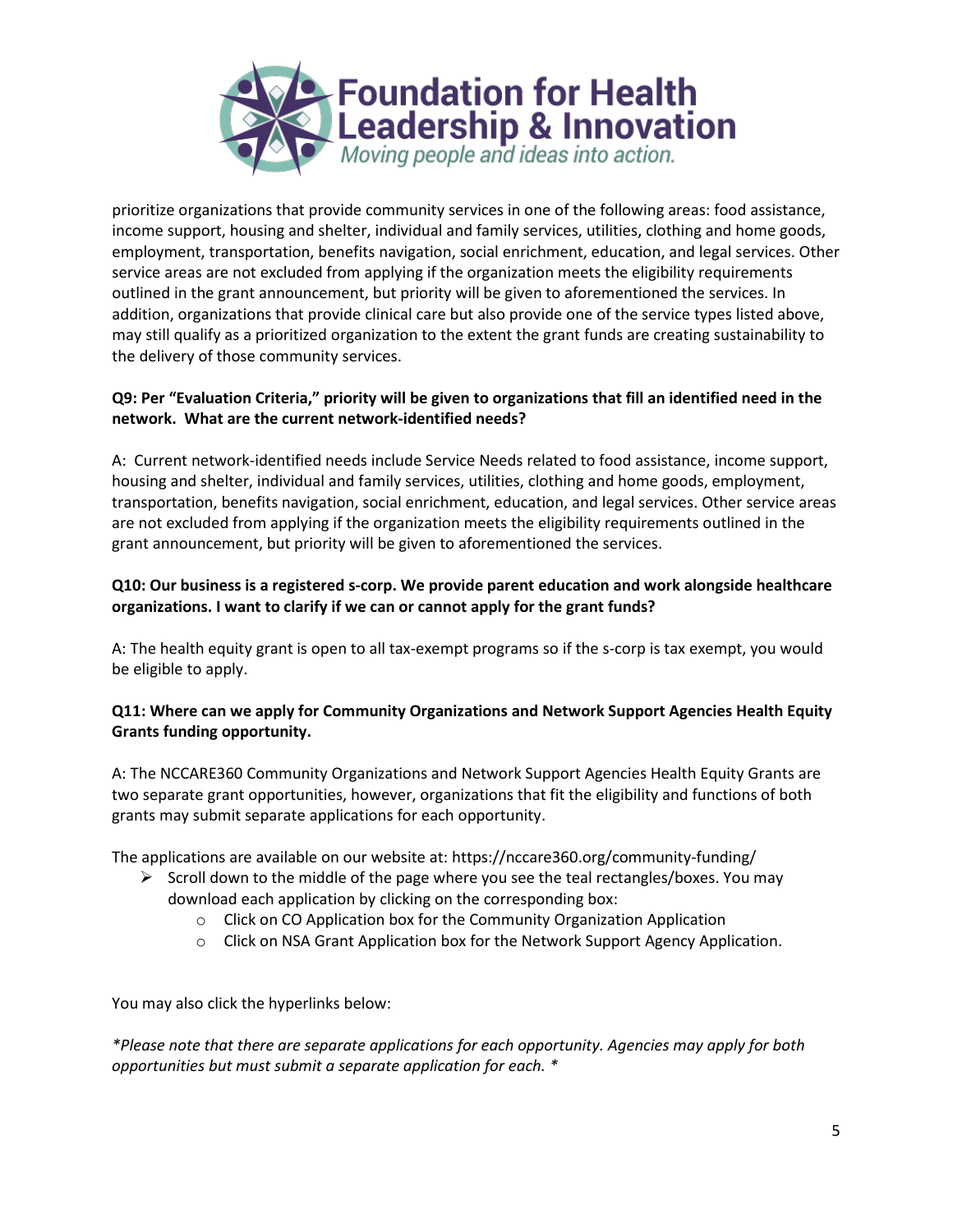prioritize organizations that provide community services in one of the following areas: food assistance, income support, housing and shelter, individual and family services, utilities, clothing and home goods, employment, transportation, benefits navigation, social enrichment, education, and legal services. Other service areas are not excluded from applying if the organization meets the eligibility requirements outlined in the grant announcement, but priority will be given to aforementioned the services. In addition, organizations that provide clinical care but also provide one of the service types listed above, may still qualify as a prioritized organization to the extent the grant funds are creating sustainability to the delivery of those community services.

**Q9: Per "Evaluation Criteria," priority will be given to organizations that fill an identified need in the network. What are the current network-identified needs?**

A: Current network-identified needs include Service Needs related to food assistance, income support, housing and shelter, individual and family services, utilities, clothing and home goods, employment, transportation, benefits navigation, social enrichment, education, and legal services. Other service areas are not excluded from applying if the organization meets the eligibility requirements outlined in the grant announcement, but priority will be given to aforementioned the services.

**Q10: Our business is a registered s-corp. We provide parent education and work alongside healthcare organizations. I want to clarify if we can or cannot apply for the grant funds?**

A: The health equity grant is open to all tax-exempt programs so if the s-corp is tax exempt, you would be eligible to apply.

**Q11: Where can we apply for Community Organizations and Network Support Agencies Health Equity Grants funding opportunity.**

A: The NCCARE360 Community Organizations and Network Support Agencies Health Equity Grants are two separate grant opportunities, however, organizations that fit the eligibility and functions of both grants may submit separate applications for each opportunity.

The applications are available on our website at: https://nccare360.org/community-funding/

- Scroll down to the middle of the page where you see the teal rectangles/boxes. You may download each application by clicking on the corresponding box:
  - Click on CO Application box for the Community Organization Application
  - Click on NSA Grant Application box for the Network Support Agency Application.

You may also click the hyperlinks below:

*\*Please note that there are separate applications for each opportunity. Agencies may apply for both opportunities but must submit a separate application for each. \**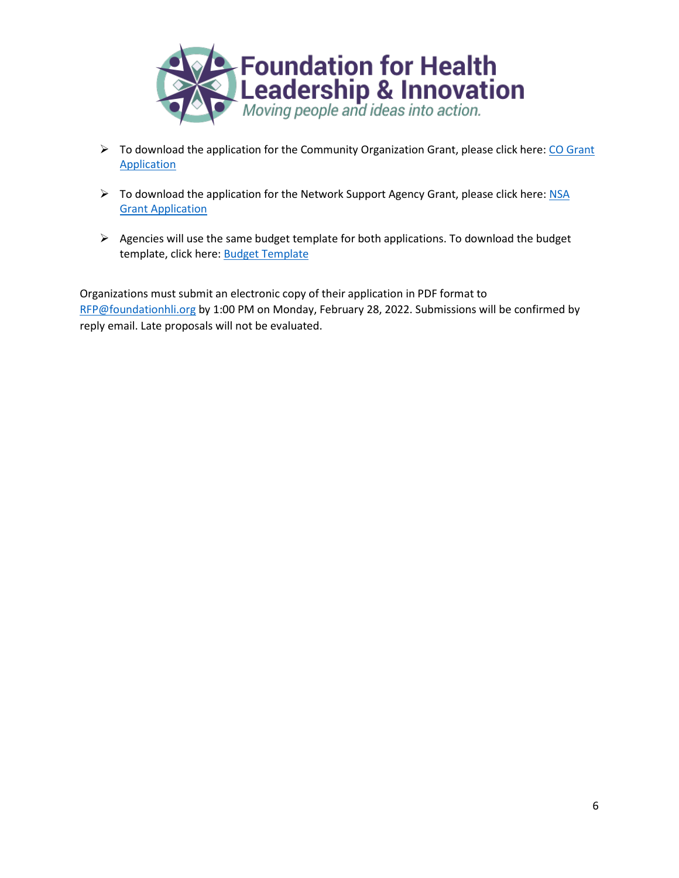- To download the application for the Community Organization Grant, please click here: CO Grant Application
- To download the application for the Network Support Agency Grant, please click here: NSA Grant Application
- Agencies will use the same budget template for both applications. To download the budget template, click here: Budget Template

Organizations must submit an electronic copy of their application in PDF format to RFP@foundationhli.org by 1:00 PM on Monday, February 28, 2022. Submissions will be confirmed by reply email. Late proposals will not be evaluated.